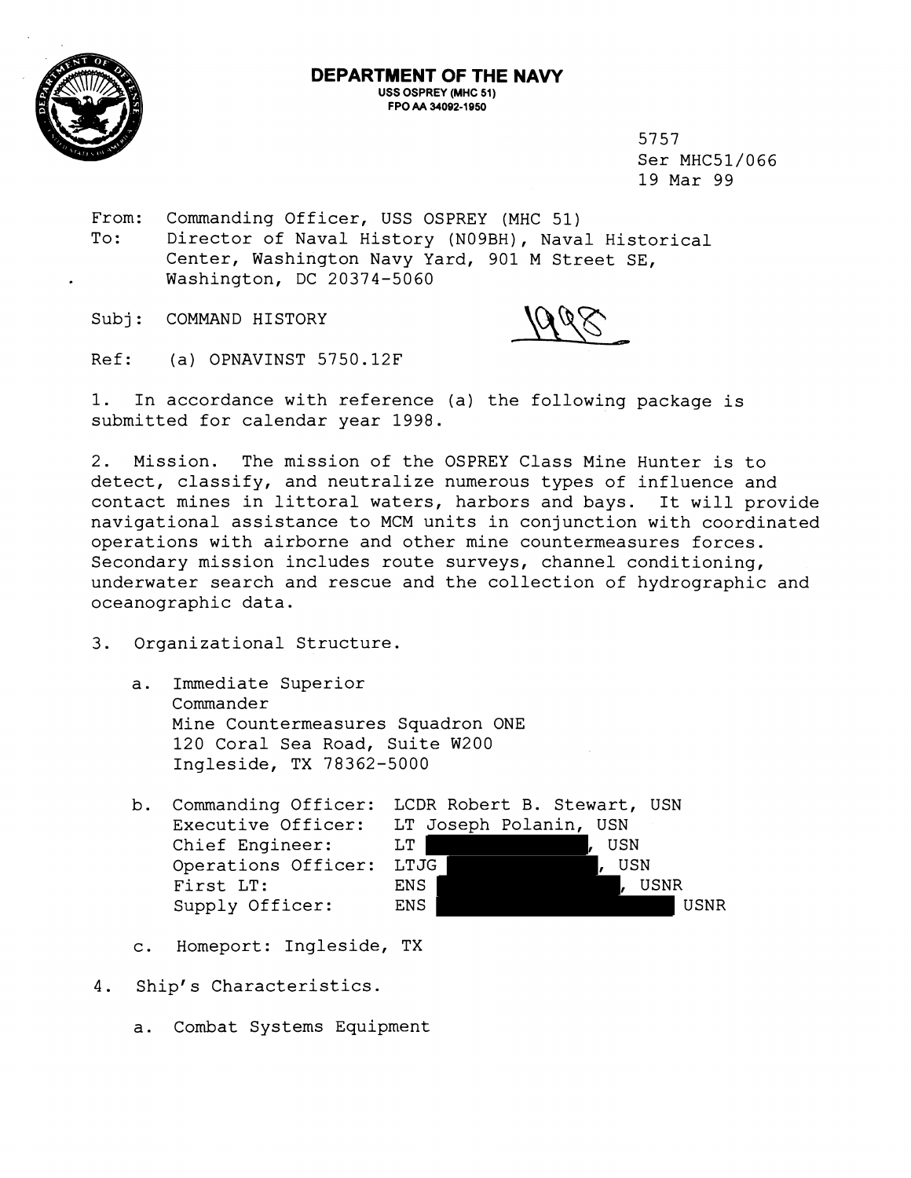**DEPARTMENT OF THE NAVY**
USS OSPREY (MHC 51)
FPO AA 34092-1950

5757
Ser MHC51/066
19 Mar 99

From: Commanding Officer, USS OSPREY (MHC 51)
To: Director of Naval History (N09BH), Naval Historical Center, Washington Navy Yard, 901 M Street SE, Washington, DC 20374-5060

Subj: COMMAND HISTORY

1998

Ref: (a) OPNAVINST 5750.12F

1. In accordance with reference (a) the following package is submitted for calendar year 1998.

2. Mission. The mission of the OSPREY Class Mine Hunter is to detect, classify, and neutralize numerous types of influence and contact mines in littoral waters, harbors and bays. It will provide navigational assistance to MCM units in conjunction with coordinated operations with airborne and other mine countermeasures forces. Secondary mission includes route surveys, channel conditioning, underwater search and rescue and the collection of hydrographic and oceanographic data.

3. Organizational Structure.

   a. Immediate Superior
      Commander
      Mine Countermeasures Squadron ONE
      120 Coral Sea Road, Suite W200
      Ingleside, TX 78362-5000

   b. Commanding Officer: LCDR Robert B. Stewart, USN
      Executive Officer: LT Joseph Polanin, USN
      Chief Engineer: LT [redacted], USN
      Operations Officer: LTJG [redacted], USN
      First LT: ENS [redacted], USNR
      Supply Officer: ENS [redacted] USNR

   c. Homeport: Ingleside, TX

4. Ship's Characteristics.

   a. Combat Systems Equipment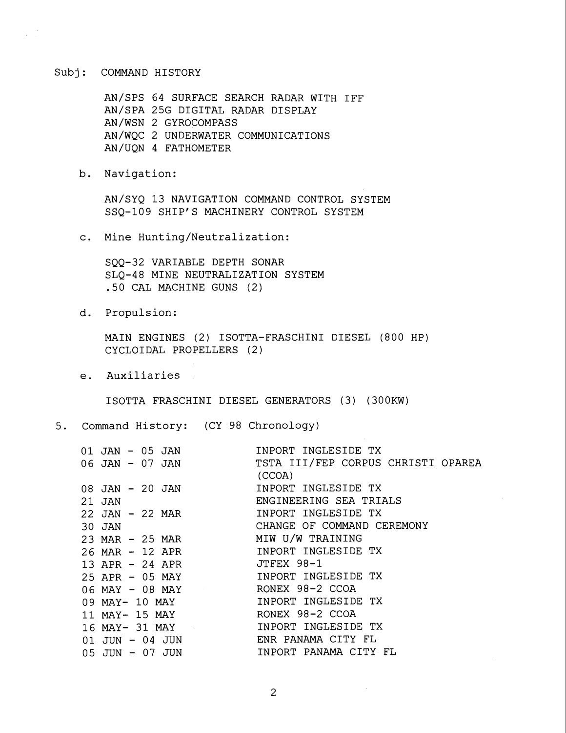Subj: COMMAND HISTORY

AN/SPS 64 SURFACE SEARCH RADAR WITH IFF
AN/SPA 25G DIGITAL RADAR DISPLAY
AN/WSN 2 GYROCOMPASS
AN/WQC 2 UNDERWATER COMMUNICATIONS
AN/UQN 4 FATHOMETER

b. Navigation:

AN/SYQ 13 NAVIGATION COMMAND CONTROL SYSTEM
SSQ-109 SHIP'S MACHINERY CONTROL SYSTEM

c. Mine Hunting/Neutralization:

SQQ-32 VARIABLE DEPTH SONAR
SLQ-48 MINE NEUTRALIZATION SYSTEM
.50 CAL MACHINE GUNS (2)

d. Propulsion:

MAIN ENGINES (2) ISOTTA-FRASCHINI DIESEL (800 HP)
CYCLOIDAL PROPELLERS (2)

e. Auxiliaries

ISOTTA FRASCHINI DIESEL GENERATORS (3) (300KW)

5. Command History: (CY 98 Chronology)

| | |
|---|---|
| 01 JAN - 05 JAN | INPORT INGLESIDE TX |
| 06 JAN - 07 JAN | TSTA III/FEP CORPUS CHRISTI OPAREA (CCOA) |
| 08 JAN - 20 JAN | INPORT INGLESIDE TX |
| 21 JAN | ENGINEERING SEA TRIALS |
| 22 JAN - 22 MAR | INPORT INGLESIDE TX |
| 30 JAN | CHANGE OF COMMAND CEREMONY |
| 23 MAR - 25 MAR | MIW U/W TRAINING |
| 26 MAR - 12 APR | INPORT INGLESIDE TX |
| 13 APR - 24 APR | JTFEX 98-1 |
| 25 APR - 05 MAY | INPORT INGLESIDE TX |
| 06 MAY - 08 MAY | RONEX 98-2 CCOA |
| 09 MAY- 10 MAY | INPORT INGLESIDE TX |
| 11 MAY- 15 MAY | RONEX 98-2 CCOA |
| 16 MAY- 31 MAY | INPORT INGLESIDE TX |
| 01 JUN - 04 JUN | ENR PANAMA CITY FL |
| 05 JUN - 07 JUN | INPORT PANAMA CITY FL |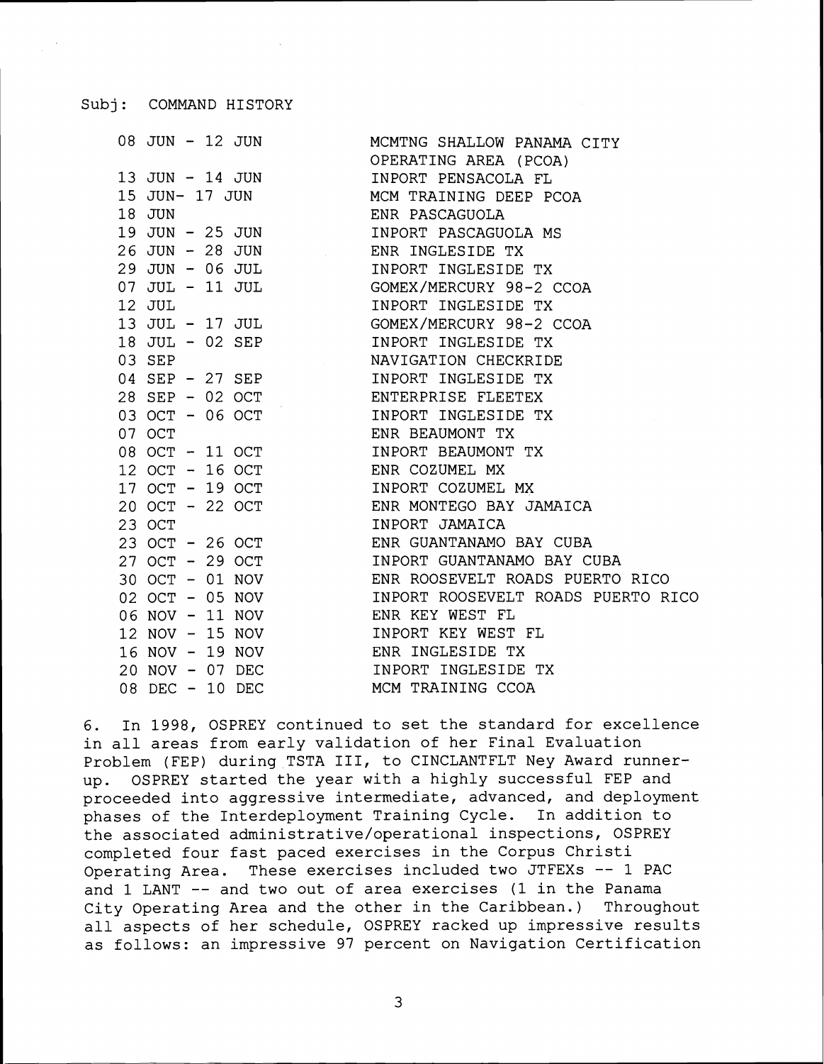Subj: COMMAND HISTORY

| | |
|---|---|
| 08 JUN - 12 JUN | MCMTNG SHALLOW PANAMA CITY OPERATING AREA (PCOA) |
| 13 JUN - 14 JUN | INPORT PENSACOLA FL |
| 15 JUN- 17 JUN | MCM TRAINING DEEP PCOA |
| 18 JUN | ENR PASCAGUOLA |
| 19 JUN - 25 JUN | INPORT PASCAGUOLA MS |
| 26 JUN - 28 JUN | ENR INGLESIDE TX |
| 29 JUN - 06 JUL | INPORT INGLESIDE TX |
| 07 JUL - 11 JUL | GOMEX/MERCURY 98-2 CCOA |
| 12 JUL | INPORT INGLESIDE TX |
| 13 JUL - 17 JUL | GOMEX/MERCURY 98-2 CCOA |
| 18 JUL - 02 SEP | INPORT INGLESIDE TX |
| 03 SEP | NAVIGATION CHECKRIDE |
| 04 SEP - 27 SEP | INPORT INGLESIDE TX |
| 28 SEP - 02 OCT | ENTERPRISE FLEETEX |
| 03 OCT - 06 OCT | INPORT INGLESIDE TX |
| 07 OCT | ENR BEAUMONT TX |
| 08 OCT - 11 OCT | INPORT BEAUMONT TX |
| 12 OCT - 16 OCT | ENR COZUMEL MX |
| 17 OCT - 19 OCT | INPORT COZUMEL MX |
| 20 OCT - 22 OCT | ENR MONTEGO BAY JAMAICA |
| 23 OCT | INPORT JAMAICA |
| 23 OCT - 26 OCT | ENR GUANTANAMO BAY CUBA |
| 27 OCT - 29 OCT | INPORT GUANTANAMO BAY CUBA |
| 30 OCT - 01 NOV | ENR ROOSEVELT ROADS PUERTO RICO |
| 02 OCT - 05 NOV | INPORT ROOSEVELT ROADS PUERTO RICO |
| 06 NOV - 11 NOV | ENR KEY WEST FL |
| 12 NOV - 15 NOV | INPORT KEY WEST FL |
| 16 NOV - 19 NOV | ENR INGLESIDE TX |
| 20 NOV - 07 DEC | INPORT INGLESIDE TX |
| 08 DEC - 10 DEC | MCM TRAINING CCOA |

6. In 1998, OSPREY continued to set the standard for excellence in all areas from early validation of her Final Evaluation Problem (FEP) during TSTA III, to CINCLANTFLT Ney Award runner-up. OSPREY started the year with a highly successful FEP and proceeded into aggressive intermediate, advanced, and deployment phases of the Interdeployment Training Cycle. In addition to the associated administrative/operational inspections, OSPREY completed four fast paced exercises in the Corpus Christi Operating Area. These exercises included two JTFEXs -- 1 PAC and 1 LANT -- and two out of area exercises (1 in the Panama City Operating Area and the other in the Caribbean.) Throughout all aspects of her schedule, OSPREY racked up impressive results as follows: an impressive 97 percent on Navigation Certification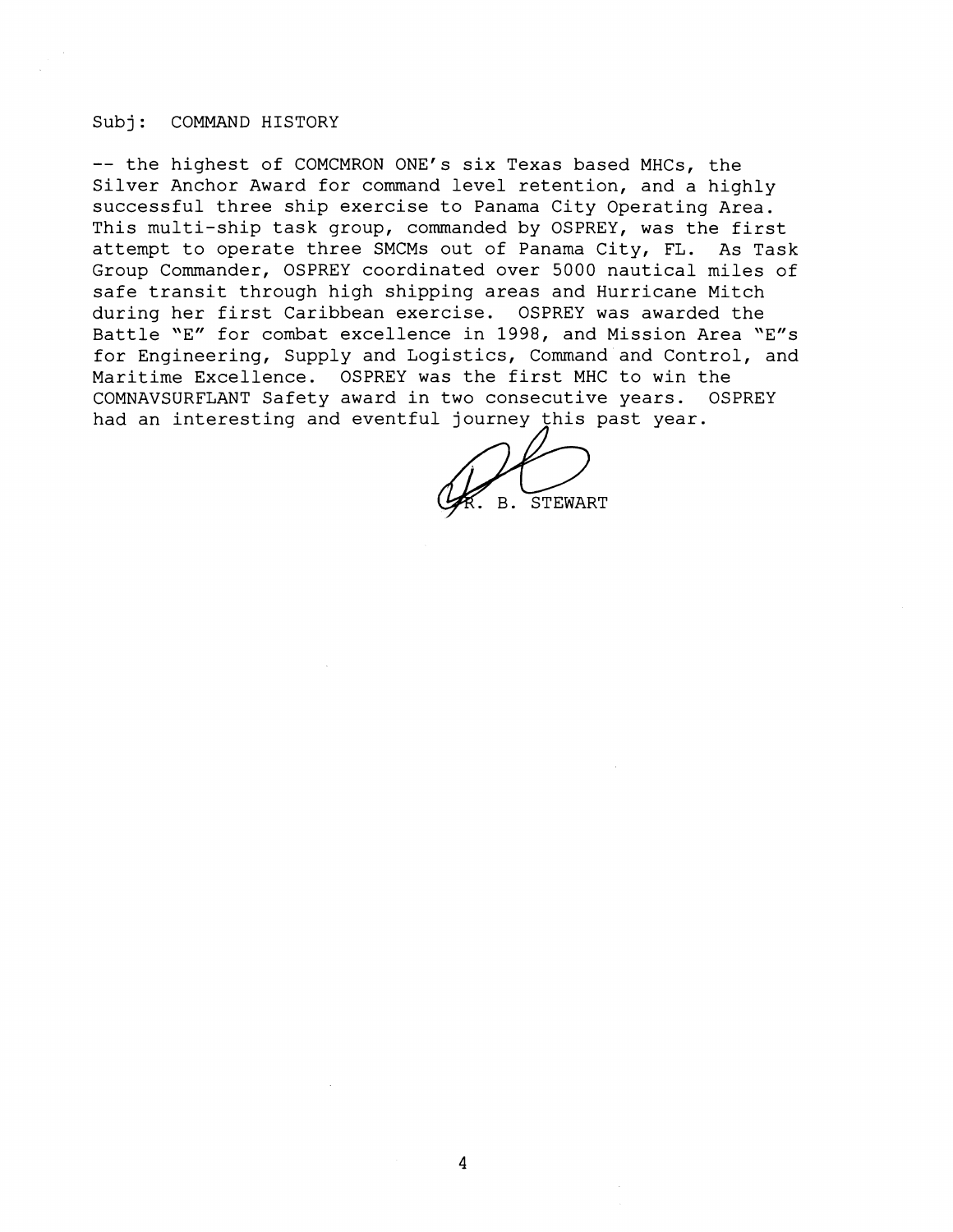Subj: COMMAND HISTORY

-- the highest of COMCMRON ONE's six Texas based MHCs, the Silver Anchor Award for command level retention, and a highly successful three ship exercise to Panama City Operating Area. This multi-ship task group, commanded by OSPREY, was the first attempt to operate three SMCMs out of Panama City, FL. As Task Group Commander, OSPREY coordinated over 5000 nautical miles of safe transit through high shipping areas and Hurricane Mitch during her first Caribbean exercise. OSPREY was awarded the Battle "E" for combat excellence in 1998, and Mission Area "E"s for Engineering, Supply and Logistics, Command and Control, and Maritime Excellence. OSPREY was the first MHC to win the COMNAVSURFLANT Safety award in two consecutive years. OSPREY had an interesting and eventful journey this past year.

R. B. STEWART